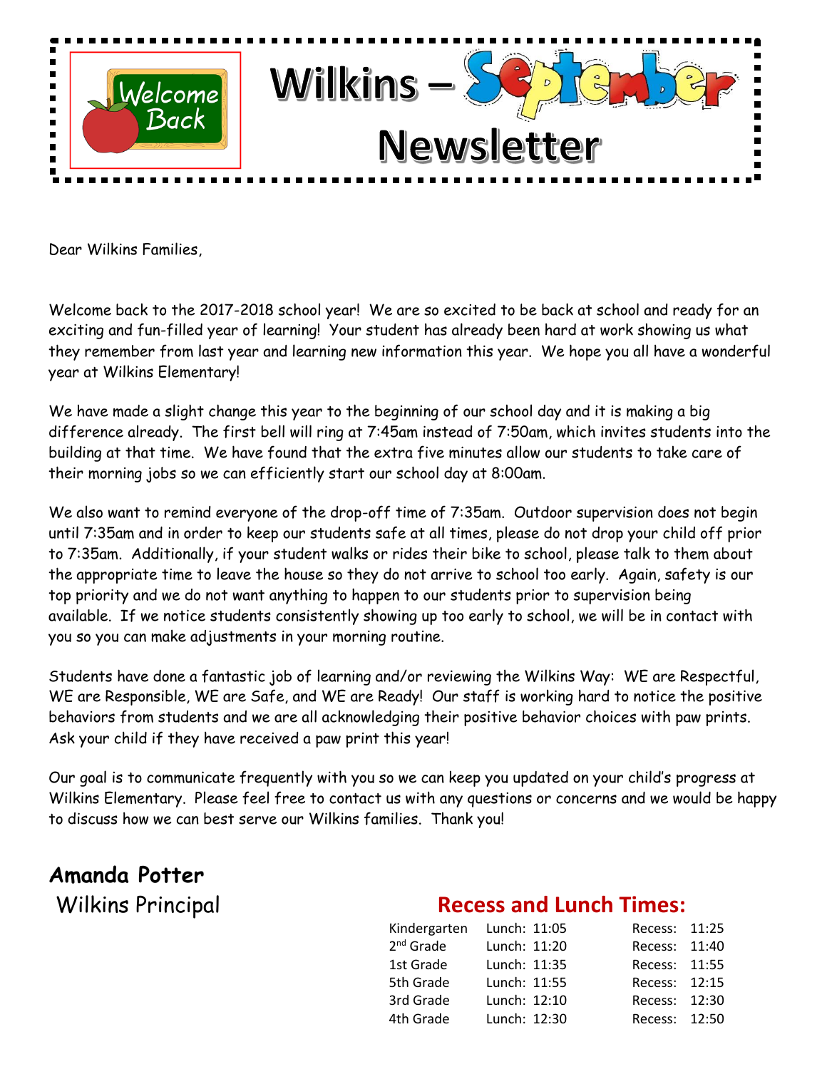Welcome Back

# Wilkins – September Newsletter

Dear Wilkins Families,

Welcome back to the 2017-2018 school year! We are so excited to be back at school and ready for an exciting and fun-filled year of learning! Your student has already been hard at work showing us what they remember from last year and learning new information this year. We hope you all have a wonderful year at Wilkins Elementary!

We have made a slight change this year to the beginning of our school day and it is making a big difference already. The first bell will ring at 7:45am instead of 7:50am, which invites students into the building at that time. We have found that the extra five minutes allow our students to take care of their morning jobs so we can efficiently start our school day at 8:00am.

We also want to remind everyone of the drop-off time of 7:35am. Outdoor supervision does not begin until 7:35am and in order to keep our students safe at all times, please do not drop your child off prior to 7:35am. Additionally, if your student walks or rides their bike to school, please talk to them about the appropriate time to leave the house so they do not arrive to school too early. Again, safety is our top priority and we do not want anything to happen to our students prior to supervision being available. If we notice students consistently showing up too early to school, we will be in contact with you so you can make adjustments in your morning routine.

Students have done a fantastic job of learning and/or reviewing the Wilkins Way: WE are Respectful, WE are Responsible, WE are Safe, and WE are Ready! Our staff is working hard to notice the positive behaviors from students and we are all acknowledging their positive behavior choices with paw prints. Ask your child if they have received a paw print this year!

Our goal is to communicate frequently with you so we can keep you updated on your child's progress at Wilkins Elementary. Please feel free to contact us with any questions or concerns and we would be happy to discuss how we can best serve our Wilkins families. Thank you!

**Amanda Potter**
Wilkins Principal

## Recess and Lunch Times:

| Grade | Lunch | Recess |
|---|---|---|
| Kindergarten | Lunch: 11:05 | Recess: 11:25 |
| 2nd Grade | Lunch: 11:20 | Recess: 11:40 |
| 1st Grade | Lunch: 11:35 | Recess: 11:55 |
| 5th Grade | Lunch: 11:55 | Recess: 12:15 |
| 3rd Grade | Lunch: 12:10 | Recess: 12:30 |
| 4th Grade | Lunch: 12:30 | Recess: 12:50 |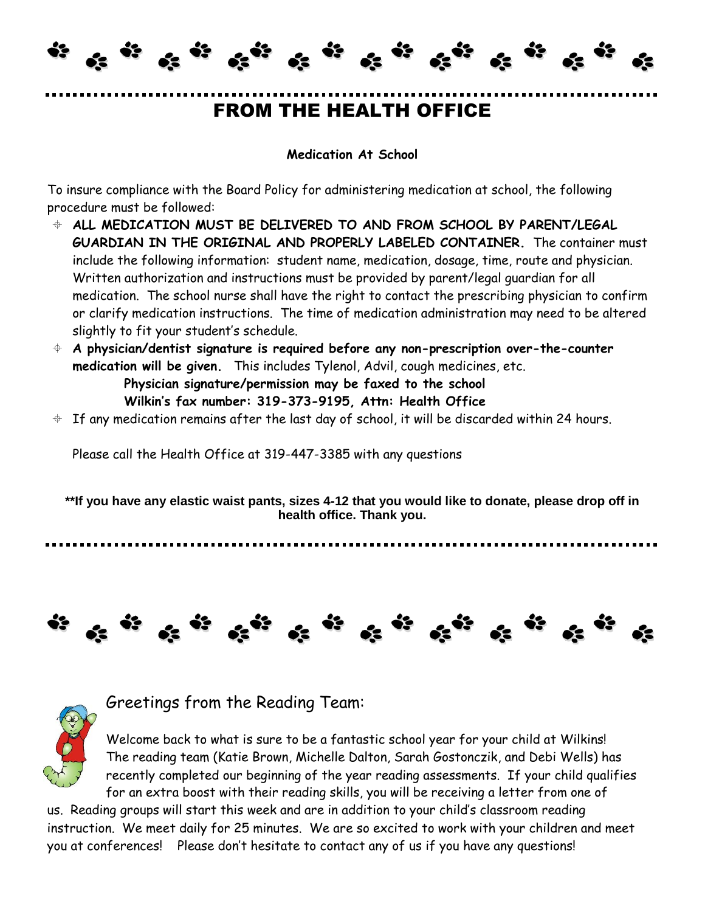# FROM THE HEALTH OFFICE

**Medication At School**

To insure compliance with the Board Policy for administering medication at school, the following procedure must be followed:

- **ALL MEDICATION MUST BE DELIVERED TO AND FROM SCHOOL BY PARENT/LEGAL GUARDIAN IN THE ORIGINAL AND PROPERLY LABELED CONTAINER.** The container must include the following information: student name, medication, dosage, time, route and physician. Written authorization and instructions must be provided by parent/legal guardian for all medication. The school nurse shall have the right to contact the prescribing physician to confirm or clarify medication instructions. The time of medication administration may need to be altered slightly to fit your student's schedule.
- **A physician/dentist signature is required before any non-prescription over-the-counter medication will be given.** This includes Tylenol, Advil, cough medicines, etc.
  **Physician signature/permission may be faxed to the school**
  **Wilkin's fax number: 319-373-9195, Attn: Health Office**
- If any medication remains after the last day of school, it will be discarded within 24 hours.

Please call the Health Office at 319-447-3385 with any questions

**\*\*If you have any elastic waist pants, sizes 4-12 that you would like to donate, please drop off in health office. Thank you.**

## Greetings from the Reading Team:

Welcome back to what is sure to be a fantastic school year for your child at Wilkins! The reading team (Katie Brown, Michelle Dalton, Sarah Gostonczik, and Debi Wells) has recently completed our beginning of the year reading assessments. If your child qualifies for an extra boost with their reading skills, you will be receiving a letter from one of us. Reading groups will start this week and are in addition to your child's classroom reading instruction. We meet daily for 25 minutes. We are so excited to work with your children and meet you at conferences! Please don't hesitate to contact any of us if you have any questions!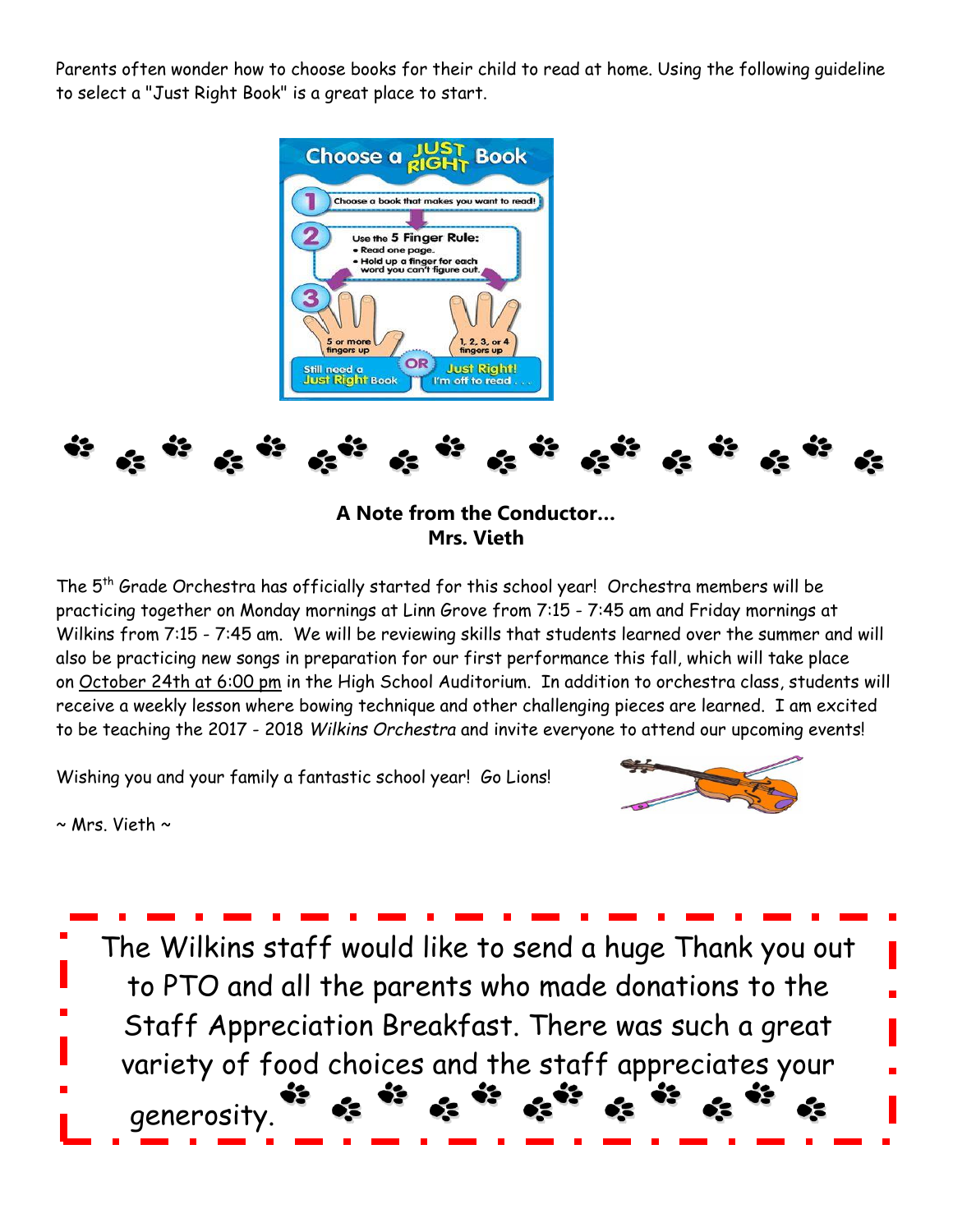Parents often wonder how to choose books for their child to read at home. Using the following guideline to select a "Just Right Book" is a great place to start.

**Choose a JUST RIGHT Book**

1. Choose a book that makes you want to read!
2. Use the **5 Finger Rule:**
   - Read one page.
   - Hold up a finger for each word you can't figure out.
3. 5 or more fingers up — Still need a Just Right Book — OR — 1, 2, 3, or 4 fingers up — Just Right! I'm off to read . . .

**A Note from the Conductor…**
**Mrs. Vieth**

The 5th Grade Orchestra has officially started for this school year! Orchestra members will be practicing together on Monday mornings at Linn Grove from 7:15 - 7:45 am and Friday mornings at Wilkins from 7:15 - 7:45 am. We will be reviewing skills that students learned over the summer and will also be practicing new songs in preparation for our first performance this fall, which will take place on October 24th at 6:00 pm in the High School Auditorium. In addition to orchestra class, students will receive a weekly lesson where bowing technique and other challenging pieces are learned. I am excited to be teaching the 2017 - 2018 *Wilkins Orchestra* and invite everyone to attend our upcoming events!

Wishing you and your family a fantastic school year! Go Lions!

~ Mrs. Vieth ~

The Wilkins staff would like to send a huge Thank you out to PTO and all the parents who made donations to the Staff Appreciation Breakfast. There was such a great variety of food choices and the staff appreciates your generosity.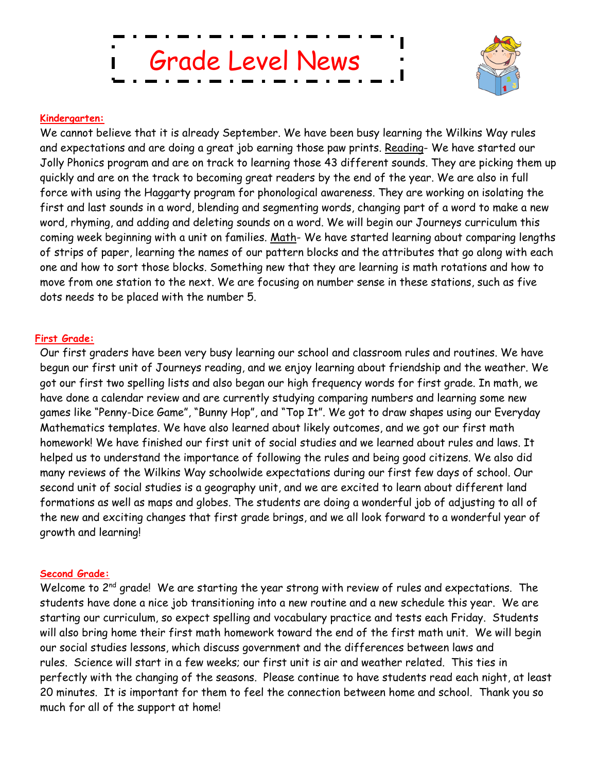# Grade Level News

**Kindergarten:**

We cannot believe that it is already September. We have been busy learning the Wilkins Way rules and expectations and are doing a great job earning those paw prints. Reading- We have started our Jolly Phonics program and are on track to learning those 43 different sounds. They are picking them up quickly and are on the track to becoming great readers by the end of the year. We are also in full force with using the Haggarty program for phonological awareness. They are working on isolating the first and last sounds in a word, blending and segmenting words, changing part of a word to make a new word, rhyming, and adding and deleting sounds on a word. We will begin our Journeys curriculum this coming week beginning with a unit on families. Math- We have started learning about comparing lengths of strips of paper, learning the names of our pattern blocks and the attributes that go along with each one and how to sort those blocks. Something new that they are learning is math rotations and how to move from one station to the next. We are focusing on number sense in these stations, such as five dots needs to be placed with the number 5.

**First Grade:**

Our first graders have been very busy learning our school and classroom rules and routines. We have begun our first unit of Journeys reading, and we enjoy learning about friendship and the weather. We got our first two spelling lists and also began our high frequency words for first grade. In math, we have done a calendar review and are currently studying comparing numbers and learning some new games like "Penny-Dice Game", "Bunny Hop", and "Top It". We got to draw shapes using our Everyday Mathematics templates. We have also learned about likely outcomes, and we got our first math homework! We have finished our first unit of social studies and we learned about rules and laws. It helped us to understand the importance of following the rules and being good citizens. We also did many reviews of the Wilkins Way schoolwide expectations during our first few days of school. Our second unit of social studies is a geography unit, and we are excited to learn about different land formations as well as maps and globes. The students are doing a wonderful job of adjusting to all of the new and exciting changes that first grade brings, and we all look forward to a wonderful year of growth and learning!

**Second Grade:**

Welcome to 2nd grade! We are starting the year strong with review of rules and expectations. The students have done a nice job transitioning into a new routine and a new schedule this year. We are starting our curriculum, so expect spelling and vocabulary practice and tests each Friday. Students will also bring home their first math homework toward the end of the first math unit. We will begin our social studies lessons, which discuss government and the differences between laws and rules. Science will start in a few weeks; our first unit is air and weather related. This ties in perfectly with the changing of the seasons. Please continue to have students read each night, at least 20 minutes. It is important for them to feel the connection between home and school. Thank you so much for all of the support at home!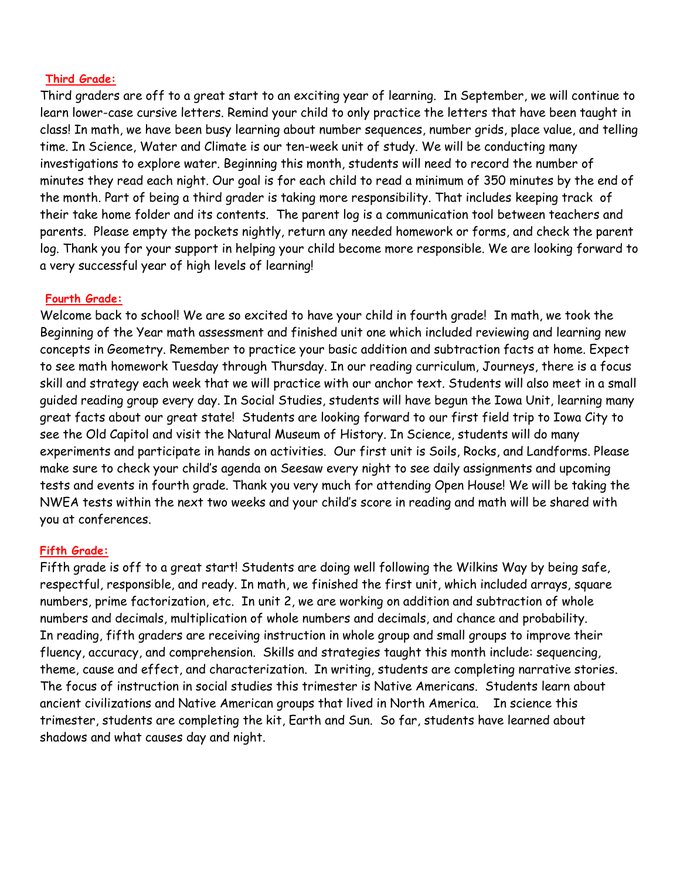**Third Grade:**

Third graders are off to a great start to an exciting year of learning. In September, we will continue to learn lower-case cursive letters. Remind your child to only practice the letters that have been taught in class! In math, we have been busy learning about number sequences, number grids, place value, and telling time. In Science, Water and Climate is our ten-week unit of study. We will be conducting many investigations to explore water. Beginning this month, students will need to record the number of minutes they read each night. Our goal is for each child to read a minimum of 350 minutes by the end of the month. Part of being a third grader is taking more responsibility. That includes keeping track of their take home folder and its contents. The parent log is a communication tool between teachers and parents. Please empty the pockets nightly, return any needed homework or forms, and check the parent log. Thank you for your support in helping your child become more responsible. We are looking forward to a very successful year of high levels of learning!

**Fourth Grade:**

Welcome back to school! We are so excited to have your child in fourth grade! In math, we took the Beginning of the Year math assessment and finished unit one which included reviewing and learning new concepts in Geometry. Remember to practice your basic addition and subtraction facts at home. Expect to see math homework Tuesday through Thursday. In our reading curriculum, Journeys, there is a focus skill and strategy each week that we will practice with our anchor text. Students will also meet in a small guided reading group every day. In Social Studies, students will have begun the Iowa Unit, learning many great facts about our great state! Students are looking forward to our first field trip to Iowa City to see the Old Capitol and visit the Natural Museum of History. In Science, students will do many experiments and participate in hands on activities. Our first unit is Soils, Rocks, and Landforms. Please make sure to check your child's agenda on Seesaw every night to see daily assignments and upcoming tests and events in fourth grade. Thank you very much for attending Open House! We will be taking the NWEA tests within the next two weeks and your child's score in reading and math will be shared with you at conferences.

**Fifth Grade:**

Fifth grade is off to a great start! Students are doing well following the Wilkins Way by being safe, respectful, responsible, and ready. In math, we finished the first unit, which included arrays, square numbers, prime factorization, etc. In unit 2, we are working on addition and subtraction of whole numbers and decimals, multiplication of whole numbers and decimals, and chance and probability. In reading, fifth graders are receiving instruction in whole group and small groups to improve their fluency, accuracy, and comprehension. Skills and strategies taught this month include: sequencing, theme, cause and effect, and characterization. In writing, students are completing narrative stories. The focus of instruction in social studies this trimester is Native Americans. Students learn about ancient civilizations and Native American groups that lived in North America. In science this trimester, students are completing the kit, Earth and Sun. So far, students have learned about shadows and what causes day and night.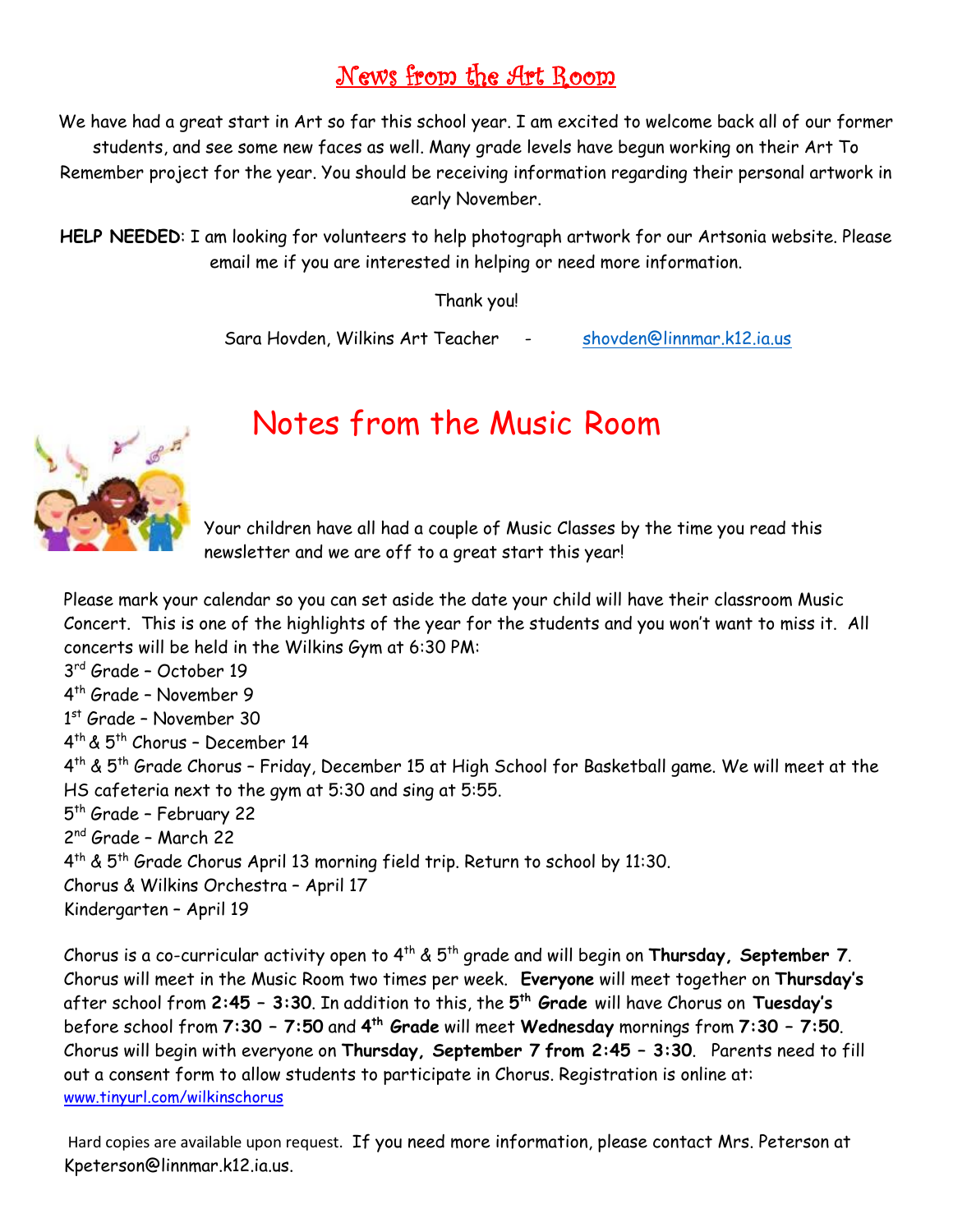# News from the Art Room

We have had a great start in Art so far this school year. I am excited to welcome back all of our former students, and see some new faces as well. Many grade levels have begun working on their Art To Remember project for the year. You should be receiving information regarding their personal artwork in early November.

**HELP NEEDED**: I am looking for volunteers to help photograph artwork for our Artsonia website. Please email me if you are interested in helping or need more information.

Thank you!

Sara Hovden, Wilkins Art Teacher - shovden@linnmar.k12.ia.us

# Notes from the Music Room

Your children have all had a couple of Music Classes by the time you read this newsletter and we are off to a great start this year!

Please mark your calendar so you can set aside the date your child will have their classroom Music Concert. This is one of the highlights of the year for the students and you won't want to miss it. All concerts will be held in the Wilkins Gym at 6:30 PM:

3rd Grade – October 19
4th Grade – November 9
1st Grade – November 30
4th & 5th Chorus – December 14
4th & 5th Grade Chorus – Friday, December 15 at High School for Basketball game. We will meet at the HS cafeteria next to the gym at 5:30 and sing at 5:55.
5th Grade – February 22
2nd Grade – March 22
4th & 5th Grade Chorus April 13 morning field trip. Return to school by 11:30.
Chorus & Wilkins Orchestra – April 17
Kindergarten – April 19

Chorus is a co-curricular activity open to 4th & 5th grade and will begin on **Thursday, September 7**. Chorus will meet in the Music Room two times per week. **Everyone** will meet together on **Thursday's** after school from **2:45 – 3:30**. In addition to this, the **5th Grade** will have Chorus on **Tuesday's** before school from **7:30 – 7:50** and **4th Grade** will meet **Wednesday** mornings from **7:30 – 7:50**. Chorus will begin with everyone on **Thursday, September 7 from 2:45 – 3:30**. Parents need to fill out a consent form to allow students to participate in Chorus. Registration is online at: www.tinyurl.com/wilkinschorus

Hard copies are available upon request. If you need more information, please contact Mrs. Peterson at Kpeterson@linnmar.k12.ia.us.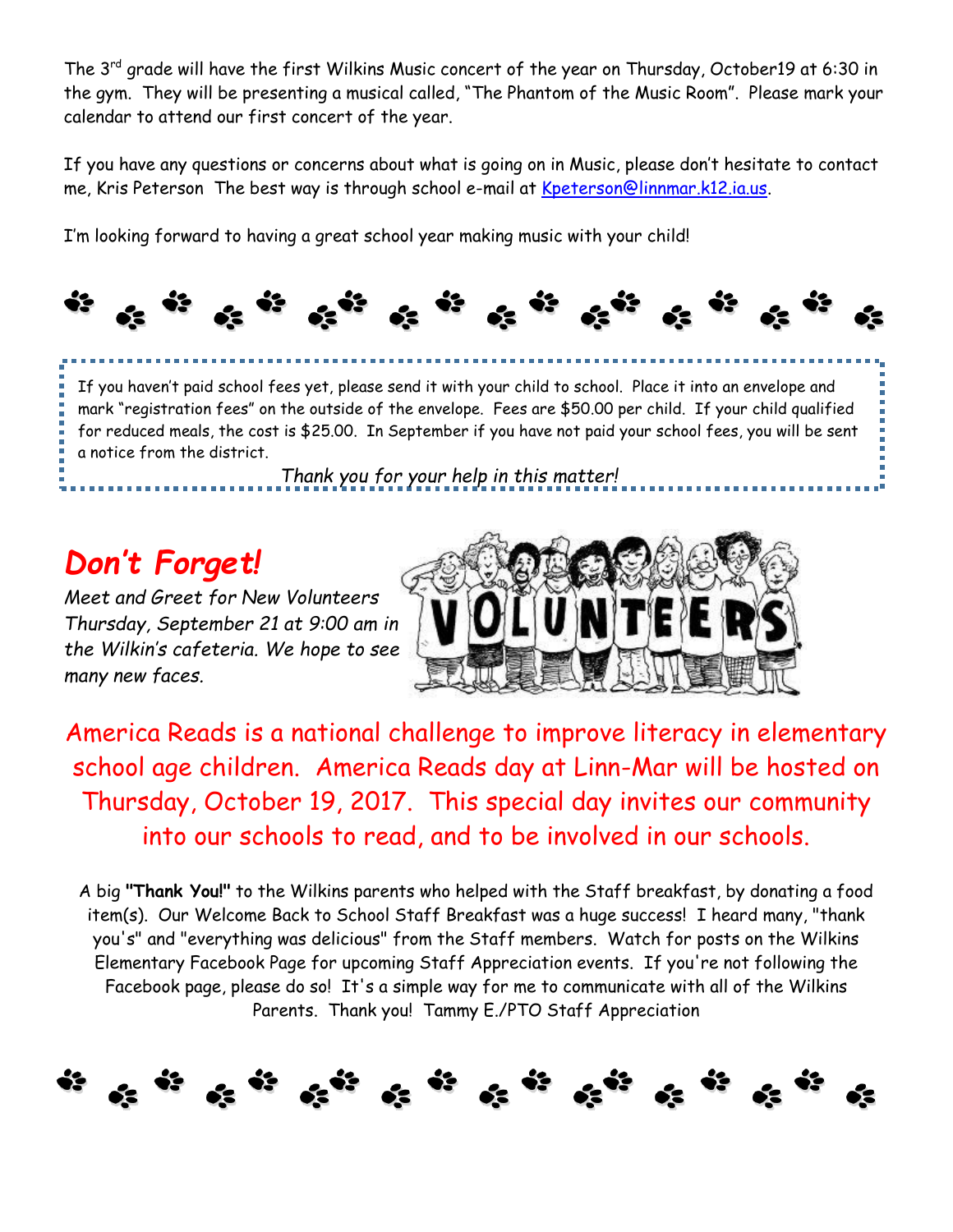The 3[rd] grade will have the first Wilkins Music concert of the year on Thursday, October19 at 6:30 in the gym. They will be presenting a musical called, "The Phantom of the Music Room". Please mark your calendar to attend our first concert of the year.

If you have any questions or concerns about what is going on in Music, please don't hesitate to contact me, Kris Peterson The best way is through school e-mail at Kpeterson@linnmar.k12.ia.us.

I'm looking forward to having a great school year making music with your child!

If you haven't paid school fees yet, please send it with your child to school. Place it into an envelope and mark "registration fees" on the outside of the envelope. Fees are $50.00 per child. If your child qualified for reduced meals, the cost is $25.00. In September if you have not paid your school fees, you will be sent a notice from the district.

*Thank you for your help in this matter!*

## *Don't Forget!*

*Meet and Greet for New Volunteers Thursday, September 21 at 9:00 am in the Wilkin's cafeteria. We hope to see many new faces.*

America Reads is a national challenge to improve literacy in elementary school age children. America Reads day at Linn-Mar will be hosted on Thursday, October 19, 2017. This special day invites our community into our schools to read, and to be involved in our schools.

A big **"Thank You!"** to the Wilkins parents who helped with the Staff breakfast, by donating a food item(s). Our Welcome Back to School Staff Breakfast was a huge success! I heard many, "thank you's" and "everything was delicious" from the Staff members. Watch for posts on the Wilkins Elementary Facebook Page for upcoming Staff Appreciation events. If you're not following the Facebook page, please do so! It's a simple way for me to communicate with all of the Wilkins Parents. Thank you! Tammy E./PTO Staff Appreciation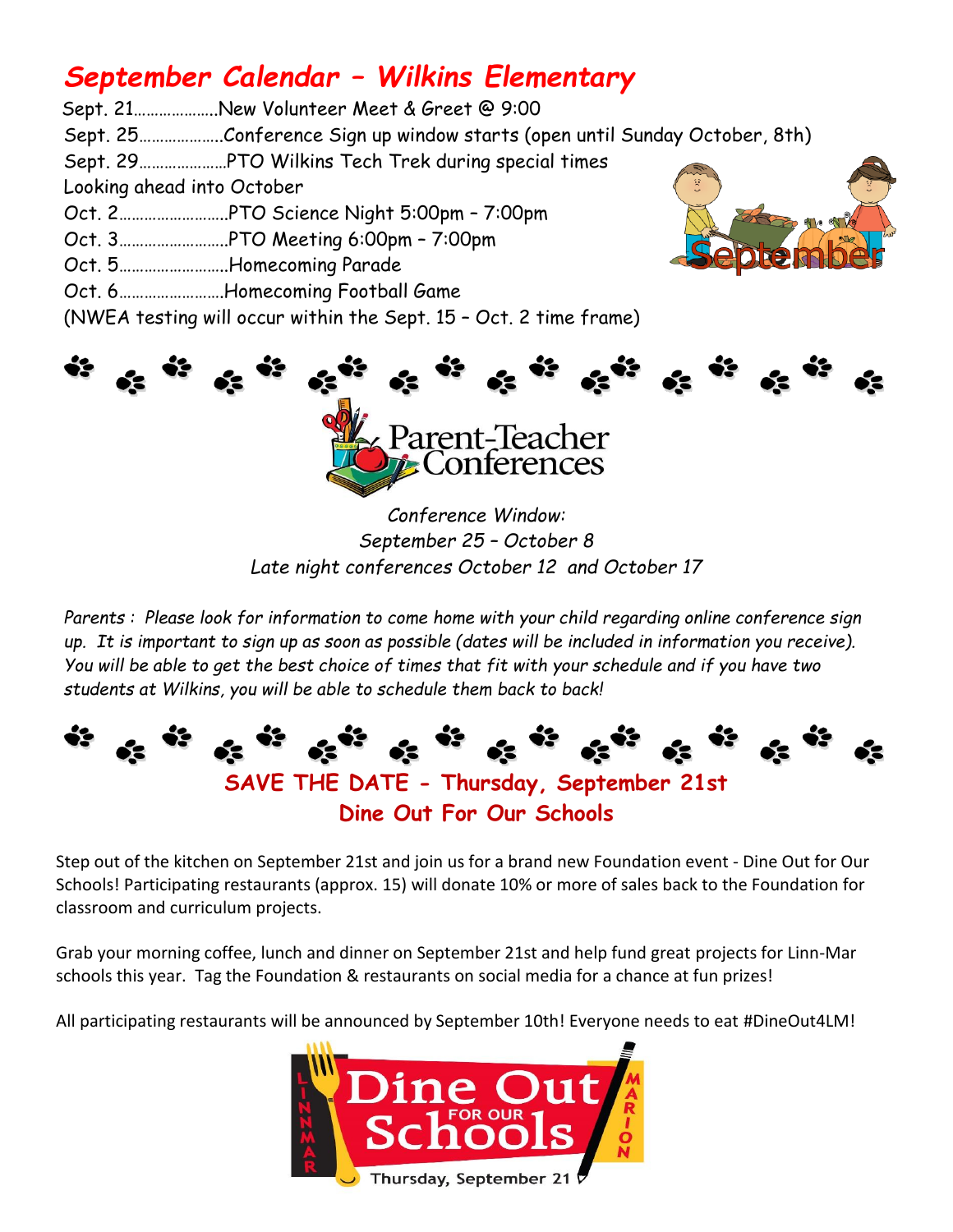# September Calendar – Wilkins Elementary

Sept. 21……………….New Volunteer Meet & Greet @ 9:00
Sept. 25……………….Conference Sign up window starts (open until Sunday October, 8th)
Sept. 29………………..PTO Wilkins Tech Trek during special times

Looking ahead into October

Oct. 2……………………PTO Science Night 5:00pm – 7:00pm
Oct. 3……………………PTO Meeting 6:00pm – 7:00pm
Oct. 5……………………Homecoming Parade
Oct. 6……………………Homecoming Football Game

(NWEA testing will occur within the Sept. 15 – Oct. 2 time frame)

## Parent-Teacher Conferences

*Conference Window:*
*September 25 – October 8*
*Late night conferences October 12 and October 17*

*Parents : Please look for information to come home with your child regarding online conference sign up. It is important to sign up as soon as possible (dates will be included in information you receive). You will be able to get the best choice of times that fit with your schedule and if you have two students at Wilkins, you will be able to schedule them back to back!*

## SAVE THE DATE - Thursday, September 21st
## Dine Out For Our Schools

Step out of the kitchen on September 21st and join us for a brand new Foundation event - Dine Out for Our Schools! Participating restaurants (approx. 15) will donate 10% or more of sales back to the Foundation for classroom and curriculum projects.

Grab your morning coffee, lunch and dinner on September 21st and help fund great projects for Linn-Mar schools this year. Tag the Foundation & restaurants on social media for a chance at fun prizes!

All participating restaurants will be announced by September 10th! Everyone needs to eat #DineOut4LM!

Dine Out For Our Schools
Linn Mar Marion
Thursday, September 21